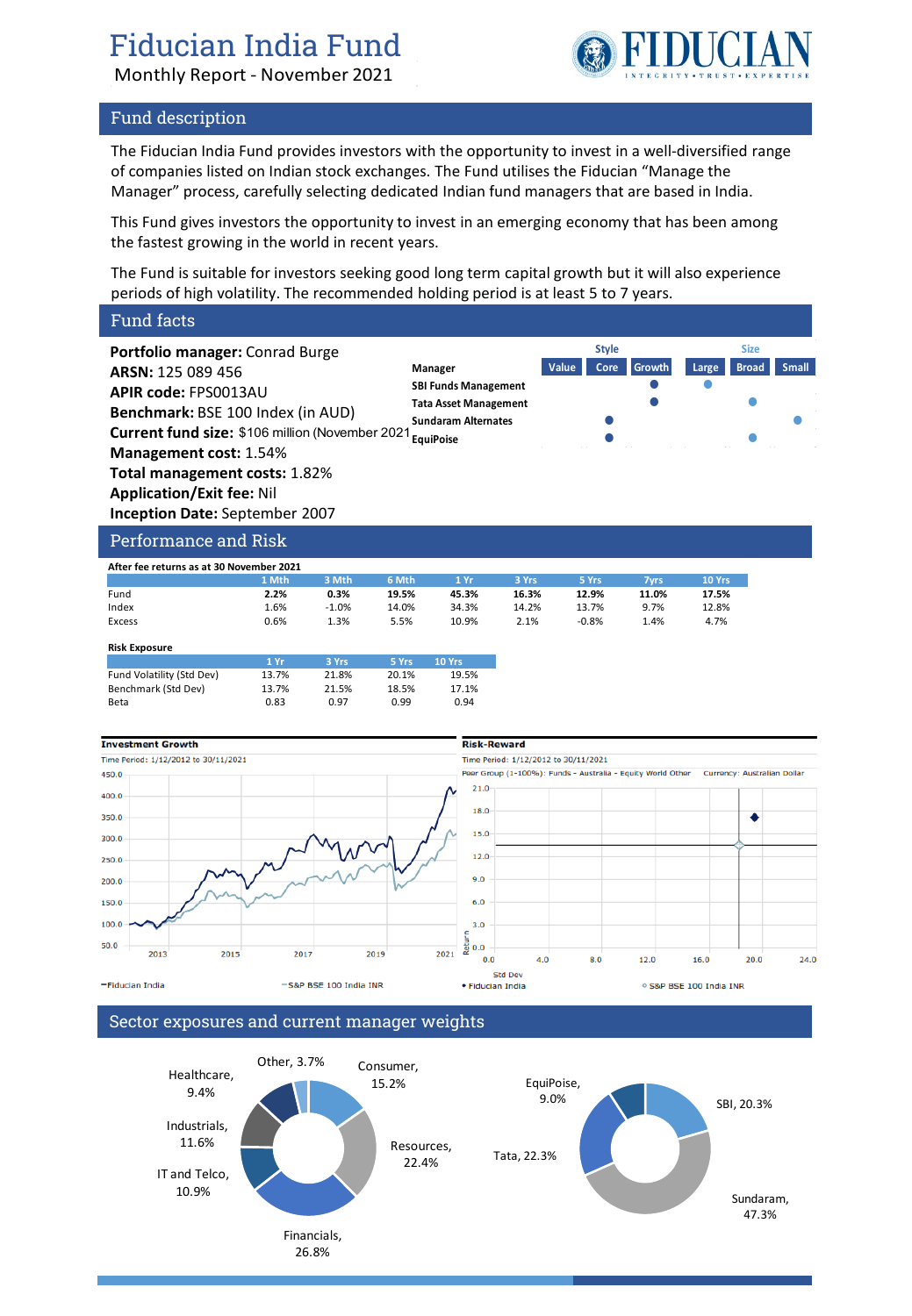# Fiducian India Fund

Monthly Report - November 2021

## Fund description

The Fiducian India Fund provides investors with the opportunity to invest in a well-diversified range of companies listed on Indian stock exchanges. The Fund utilises the Fiducian "Manage the Manager" process, carefully selecting dedicated Indian fund managers that are based in India.

This Fund gives investors the opportunity to invest in an emerging economy that has been among the fastest growing in the world in recent years.

The Fund is suitable for investors seeking good long term capital growth but it will also experience periods of high volatility. The recommended holding period is at least 5 to 7 years.

## Fund facts

**Portfolio manager:** Conrad Burge
**ARSN:** 125 089 456
**APIR code:** FPS0013AU
**Benchmark:** BSE 100 Index (in AUD)
**Current fund size:** $106 million (November 2021)
**Management cost:** 1.54%
**Total management costs:** 1.82%
**Application/Exit fee:** Nil
**Inception Date:** September 2007

| Manager | Style: Value | Style: Core | Style: Growth | Size: Large | Size: Broad | Size: Small |
|---|---|---|---|---|---|---|
| SBI Funds Management | | | ● | ● | | |
| Tata Asset Management | | | ● | | ● | |
| Sundaram Alternates | | ● | | | | ● |
| EquiPoise | | ● | | | ● | |

## Performance and Risk

**After fee returns as at 30 November 2021**

| | 1 Mth | 3 Mth | 6 Mth | 1 Yr | 3 Yrs | 5 Yrs | 7yrs | 10 Yrs |
|---|---|---|---|---|---|---|---|---|
| Fund | **2.2%** | **0.3%** | **19.5%** | **45.3%** | **16.3%** | **12.9%** | **11.0%** | **17.5%** |
| Index | 1.6% | -1.0% | 14.0% | 34.3% | 14.2% | 13.7% | 9.7% | 12.8% |
| Excess | 0.6% | 1.3% | 5.5% | 10.9% | 2.1% | -0.8% | 1.4% | 4.7% |

**Risk Exposure**

| | 1 Yr | 3 Yrs | 5 Yrs | 10 Yrs |
|---|---|---|---|---|
| Fund Volatility (Std Dev) | 13.7% | 21.8% | 20.1% | 19.5% |
| Benchmark (Std Dev) | 13.7% | 21.5% | 18.5% | 17.1% |
| Beta | 0.83 | 0.97 | 0.99 | 0.94 |

**Investment Growth**

Time Period: 1/12/2012 to 30/11/2021

—Fiducian India —S&P BSE 100 India INR

**Risk-Reward**

Time Period: 1/12/2012 to 30/11/2021

Peer Group (1-100%): Funds - Australia - Equity World Other Currency: Australian Dollar

♦ Fiducian India ◇ S&P BSE 100 India INR

## Sector exposures and current manager weights

Sector exposures: Financials, 26.8%; Resources, 22.4%; Consumer, 15.2%; Industrials, 11.6%; IT and Telco, 10.9%; Healthcare, 9.4%; Other, 3.7%

Manager weights: Sundaram, 47.3%; Tata, 22.3%; SBI, 20.3%; EquiPoise, 9.0%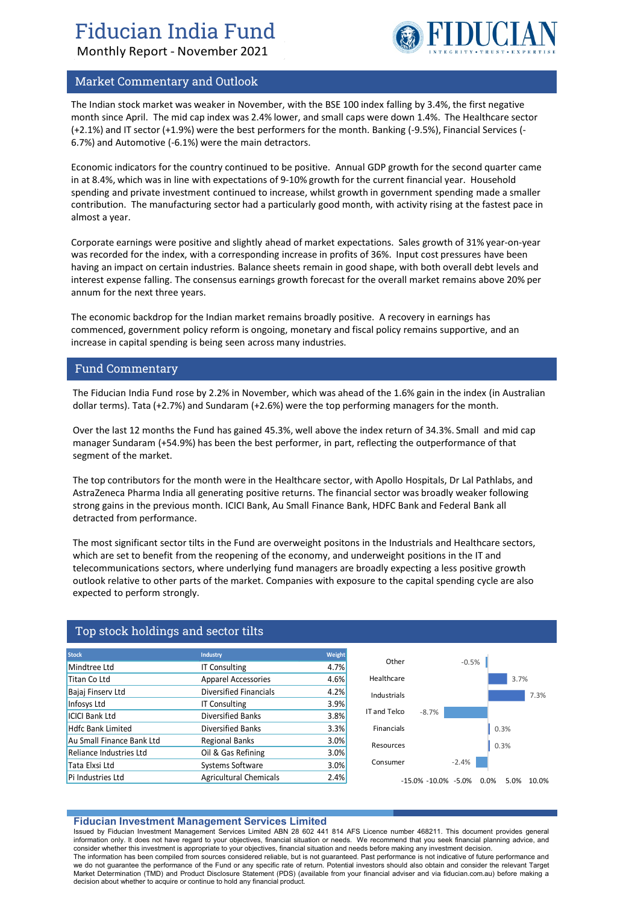# Fiducian India Fund

Monthly Report - November 2021

## Market Commentary and Outlook

The Indian stock market was weaker in November, with the BSE 100 index falling by 3.4%, the first negative month since April. The mid cap index was 2.4% lower, and small caps were down 1.4%. The Healthcare sector (+2.1%) and IT sector (+1.9%) were the best performers for the month. Banking (-9.5%), Financial Services (-6.7%) and Automotive (-6.1%) were the main detractors.

Economic indicators for the country continued to be positive. Annual GDP growth for the second quarter came in at 8.4%, which was in line with expectations of 9-10% growth for the current financial year. Household spending and private investment continued to increase, whilst growth in government spending made a smaller contribution. The manufacturing sector had a particularly good month, with activity rising at the fastest pace in almost a year.

Corporate earnings were positive and slightly ahead of market expectations. Sales growth of 31% year-on-year was recorded for the index, with a corresponding increase in profits of 36%. Input cost pressures have been having an impact on certain industries. Balance sheets remain in good shape, with both overall debt levels and interest expense falling. The consensus earnings growth forecast for the overall market remains above 20% per annum for the next three years.

The economic backdrop for the Indian market remains broadly positive. A recovery in earnings has commenced, government policy reform is ongoing, monetary and fiscal policy remains supportive, and an increase in capital spending is being seen across many industries.

## Fund Commentary

The Fiducian India Fund rose by 2.2% in November, which was ahead of the 1.6% gain in the index (in Australian dollar terms). Tata (+2.7%) and Sundaram (+2.6%) were the top performing managers for the month.

Over the last 12 months the Fund has gained 45.3%, well above the index return of 34.3%. Small and mid cap manager Sundaram (+54.9%) has been the best performer, in part, reflecting the outperformance of that segment of the market.

The top contributors for the month were in the Healthcare sector, with Apollo Hospitals, Dr Lal Pathlabs, and AstraZeneca Pharma India all generating positive returns. The financial sector was broadly weaker following strong gains in the previous month. ICICI Bank, Au Small Finance Bank, HDFC Bank and Federal Bank all detracted from performance.

The most significant sector tilts in the Fund are overweight positons in the Industrials and Healthcare sectors, which are set to benefit from the reopening of the economy, and underweight positions in the IT and telecommunications sectors, where underlying fund managers are broadly expecting a less positive growth outlook relative to other parts of the market. Companies with exposure to the capital spending cycle are also expected to perform strongly.

## Top stock holdings and sector tilts

| Stock | Industry | Weight |
|---|---|---|
| Mindtree Ltd | IT Consulting | 4.7% |
| Titan Co Ltd | Apparel Accessories | 4.6% |
| Bajaj Finserv Ltd | Diversified Financials | 4.2% |
| Infosys Ltd | IT Consulting | 3.9% |
| ICICI Bank Ltd | Diversified Banks | 3.8% |
| Hdfc Bank Limited | Diversified Banks | 3.3% |
| Au Small Finance Bank Ltd | Regional Banks | 3.0% |
| Reliance Industries Ltd | Oil & Gas Refining | 3.0% |
| Tata Elxsi Ltd | Systems Software | 3.0% |
| Pi Industries Ltd | Agricultural Chemicals | 2.4% |

Other -0.5%
Healthcare 3.7%
Industrials 7.3%
IT and Telco -8.7%
Financials 0.3%
Resources 0.3%
Consumer -2.4%
-15.0% -10.0% -5.0% 0.0% 5.0% 10.0%

**Fiducian Investment Management Services Limited**

Issued by Fiducian Investment Management Services Limited ABN 28 602 441 814 AFS Licence number 468211. This document provides general information only. It does not have regard to your objectives, financial situation or needs. We recommend that you seek financial planning advice, and consider whether this investment is appropriate to your objectives, financial situation and needs before making any investment decision.
The information has been compiled from sources considered reliable, but is not guaranteed. Past performance is not indicative of future performance and we do not guarantee the performance of the Fund or any specific rate of return. Potential investors should also obtain and consider the relevant Target Market Determination (TMD) and Product Disclosure Statement (PDS) (available from your financial adviser and via fiducian.com.au) before making a decision about whether to acquire or continue to hold any financial product.